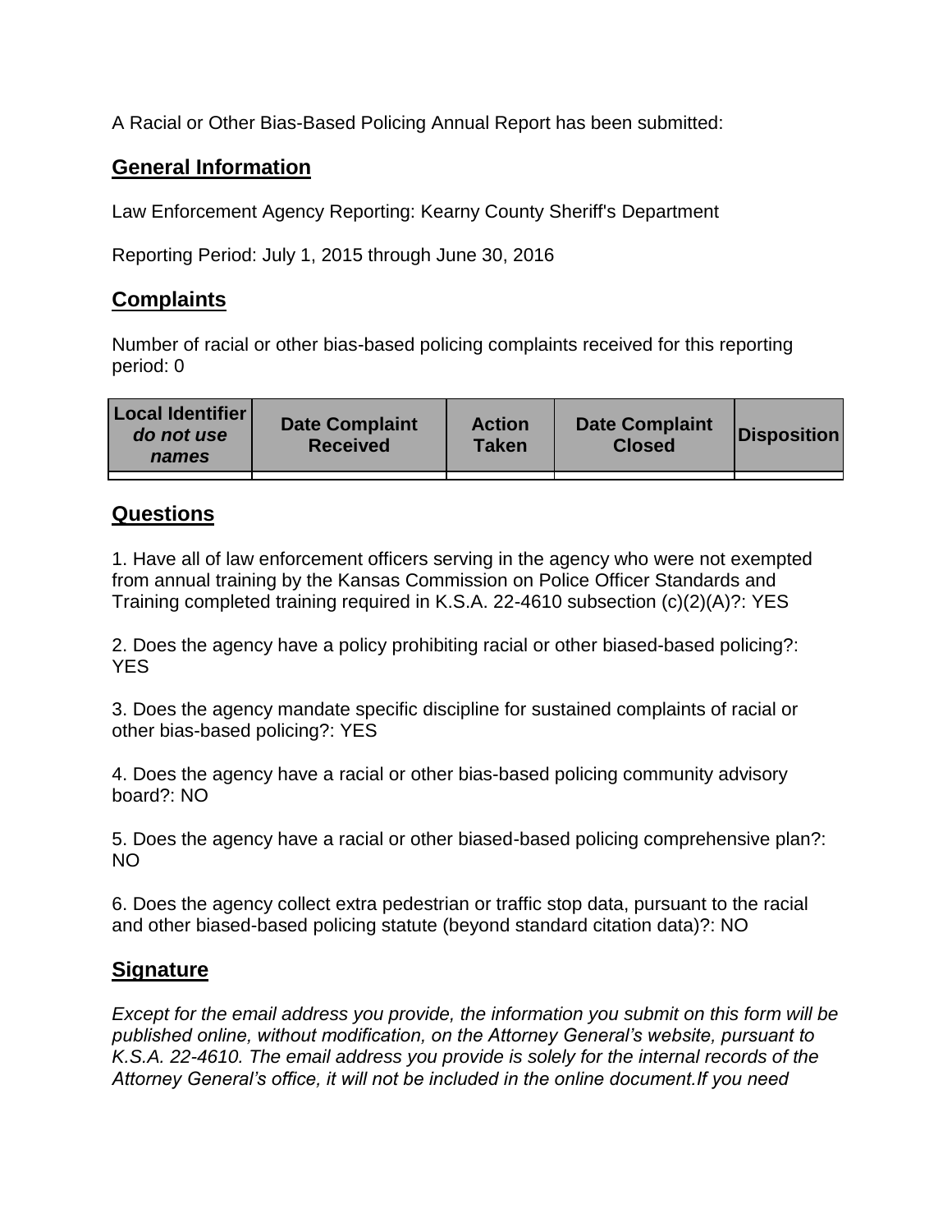A Racial or Other Bias-Based Policing Annual Report has been submitted:

## General Information

Law Enforcement Agency Reporting: Kearny County Sheriff's Department

Reporting Period: July 1, 2015 through June 30, 2016

## Complaints

Number of racial or other bias-based policing complaints received for this reporting period: 0

| **Local Identifier** ***do not use names*** | **Date Complaint Received** | **Action Taken** | **Date Complaint Closed** | **Disposition** |
|---|---|---|---|---|
| | | | | |

## Questions

1. Have all of law enforcement officers serving in the agency who were not exempted from annual training by the Kansas Commission on Police Officer Standards and Training completed training required in K.S.A. 22-4610 subsection (c)(2)(A)?: YES

2. Does the agency have a policy prohibiting racial or other biased-based policing?: YES

3. Does the agency mandate specific discipline for sustained complaints of racial or other bias-based policing?: YES

4. Does the agency have a racial or other bias-based policing community advisory board?: NO

5. Does the agency have a racial or other biased-based policing comprehensive plan?: NO

6. Does the agency collect extra pedestrian or traffic stop data, pursuant to the racial and other biased-based policing statute (beyond standard citation data)?: NO

## Signature

*Except for the email address you provide, the information you submit on this form will be published online, without modification, on the Attorney General's website, pursuant to K.S.A. 22-4610. The email address you provide is solely for the internal records of the Attorney General's office, it will not be included in the online document.If you need*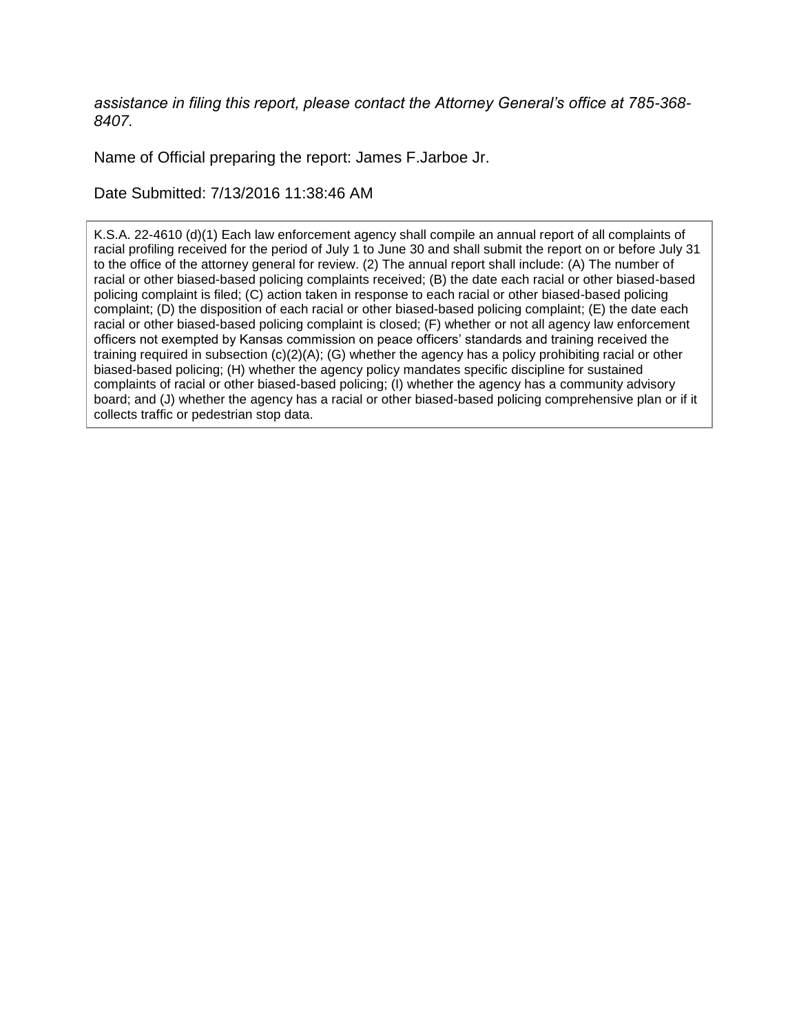*assistance in filing this report, please contact the Attorney General's office at 785-368-8407.*

Name of Official preparing the report: James F.Jarboe Jr.

Date Submitted: 7/13/2016 11:38:46 AM

K.S.A. 22-4610 (d)(1) Each law enforcement agency shall compile an annual report of all complaints of racial profiling received for the period of July 1 to June 30 and shall submit the report on or before July 31 to the office of the attorney general for review. (2) The annual report shall include: (A) The number of racial or other biased-based policing complaints received; (B) the date each racial or other biased-based policing complaint is filed; (C) action taken in response to each racial or other biased-based policing complaint; (D) the disposition of each racial or other biased-based policing complaint; (E) the date each racial or other biased-based policing complaint is closed; (F) whether or not all agency law enforcement officers not exempted by Kansas commission on peace officers' standards and training received the training required in subsection (c)(2)(A); (G) whether the agency has a policy prohibiting racial or other biased-based policing; (H) whether the agency policy mandates specific discipline for sustained complaints of racial or other biased-based policing; (I) whether the agency has a community advisory board; and (J) whether the agency has a racial or other biased-based policing comprehensive plan or if it collects traffic or pedestrian stop data.